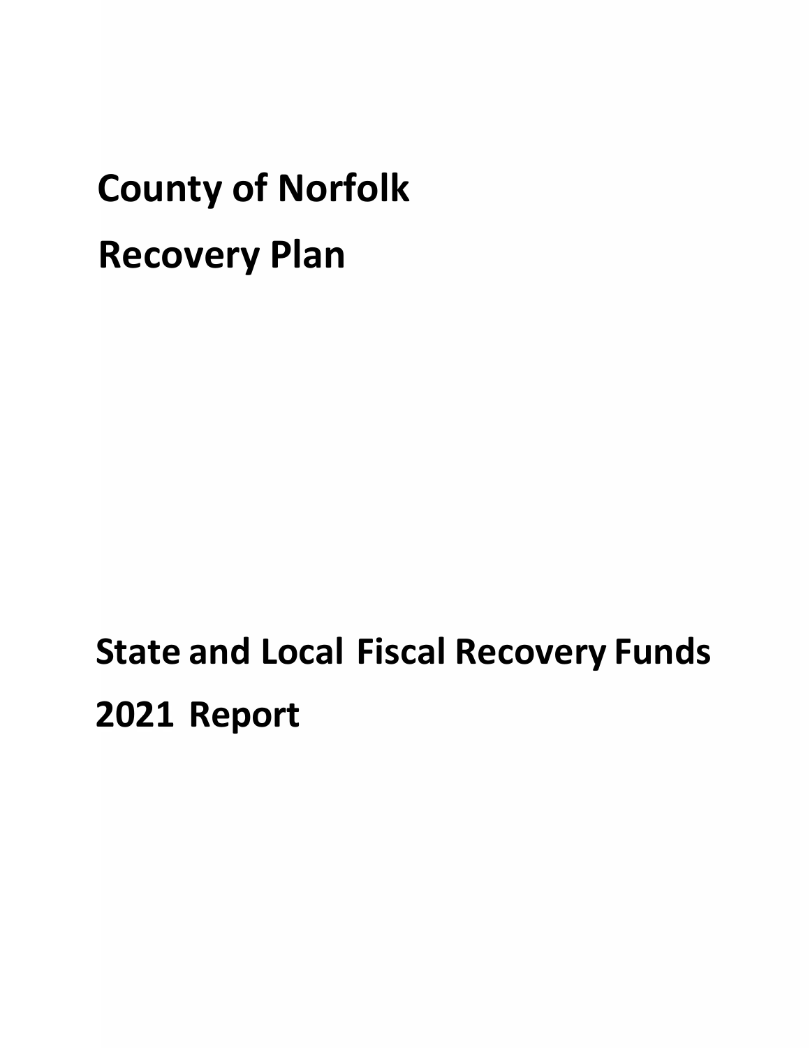# County of Norfolk

# Recovery Plan

# State and Local Fiscal Recovery Funds

# 2021 Report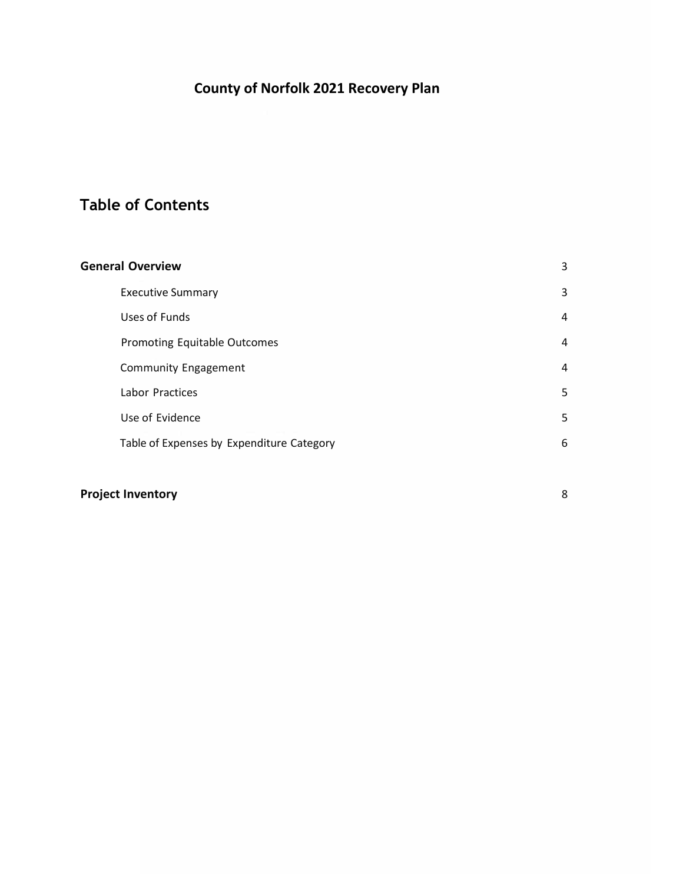# County of Norfolk 2021 Recovery Plan

## Table of Contents

| | |
|---|---|
| **General Overview** | 3 |
| Executive Summary | 3 |
| Uses of Funds | 4 |
| Promoting Equitable Outcomes | 4 |
| Community Engagement | 4 |
| Labor Practices | 5 |
| Use of Evidence | 5 |
| Table of Expenses by Expenditure Category | 6 |
| **Project Inventory** | 8 |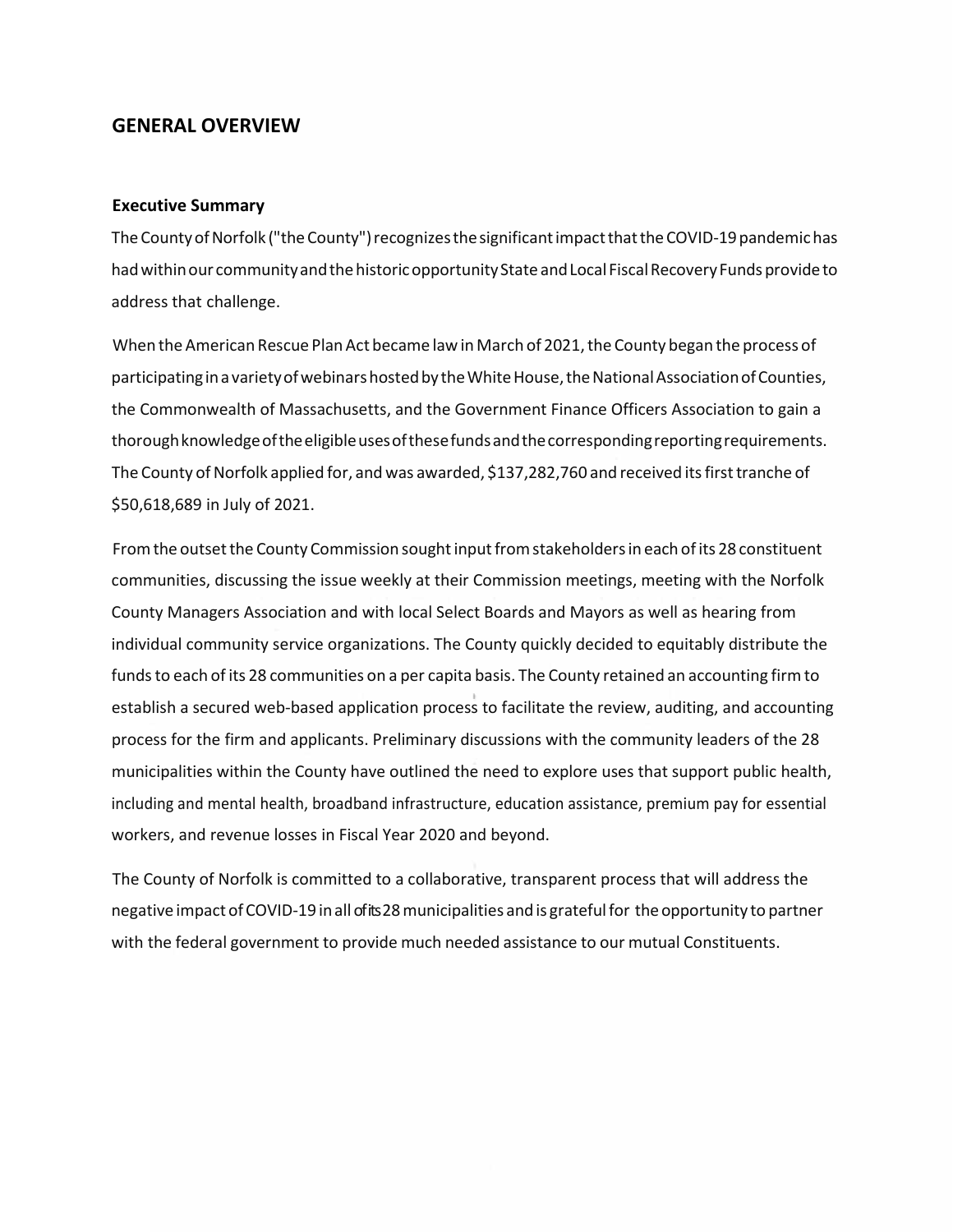## GENERAL OVERVIEW

### Executive Summary

The County of Norfolk ("the County") recognizes the significant impact that the COVID-19 pandemic has had within our community and the historic opportunity State and Local Fiscal Recovery Funds provide to address that challenge.

When the American Rescue Plan Act became law in March of 2021, the County began the process of participating in a variety of webinars hosted by the White House, the National Association of Counties, the Commonwealth of Massachusetts, and the Government Finance Officers Association to gain a thorough knowledge of the eligible uses of these funds and the corresponding reporting requirements. The County of Norfolk applied for, and was awarded, $137,282,760 and received its first tranche of $50,618,689 in July of 2021.

From the outset the County Commission sought input from stakeholders in each of its 28 constituent communities, discussing the issue weekly at their Commission meetings, meeting with the Norfolk County Managers Association and with local Select Boards and Mayors as well as hearing from individual community service organizations. The County quickly decided to equitably distribute the funds to each of its 28 communities on a per capita basis. The County retained an accounting firm to establish a secured web-based application process to facilitate the review, auditing, and accounting process for the firm and applicants. Preliminary discussions with the community leaders of the 28 municipalities within the County have outlined the need to explore uses that support public health, including and mental health, broadband infrastructure, education assistance, premium pay for essential workers, and revenue losses in Fiscal Year 2020 and beyond.

The County of Norfolk is committed to a collaborative, transparent process that will address the negative impact of COVID-19 in all of its 28 municipalities and is grateful for the opportunity to partner with the federal government to provide much needed assistance to our mutual Constituents.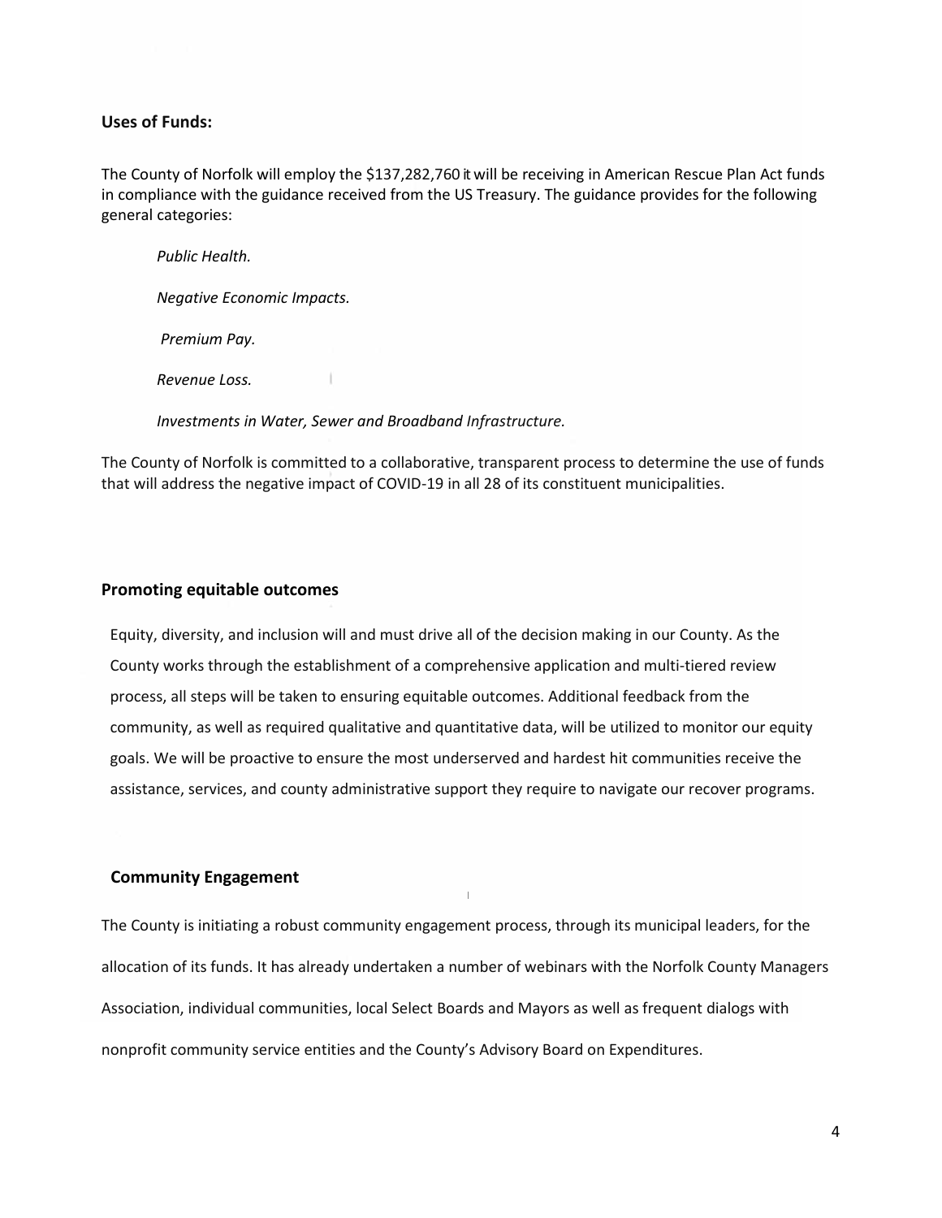## Uses of Funds:

The County of Norfolk will employ the $137,282,760 it will be receiving in American Rescue Plan Act funds in compliance with the guidance received from the US Treasury. The guidance provides for the following general categories:

*Public Health.*

*Negative Economic Impacts.*

*Premium Pay.*

*Revenue Loss.*

*Investments in Water, Sewer and Broadband Infrastructure.*

The County of Norfolk is committed to a collaborative, transparent process to determine the use of funds that will address the negative impact of COVID-19 in all 28 of its constituent municipalities.

## Promoting equitable outcomes

Equity, diversity, and inclusion will and must drive all of the decision making in our County. As the County works through the establishment of a comprehensive application and multi-tiered review process, all steps will be taken to ensuring equitable outcomes. Additional feedback from the community, as well as required qualitative and quantitative data, will be utilized to monitor our equity goals. We will be proactive to ensure the most underserved and hardest hit communities receive the assistance, services, and county administrative support they require to navigate our recover programs.

## Community Engagement

The County is initiating a robust community engagement process, through its municipal leaders, for the allocation of its funds. It has already undertaken a number of webinars with the Norfolk County Managers Association, individual communities, local Select Boards and Mayors as well as frequent dialogs with nonprofit community service entities and the County's Advisory Board on Expenditures.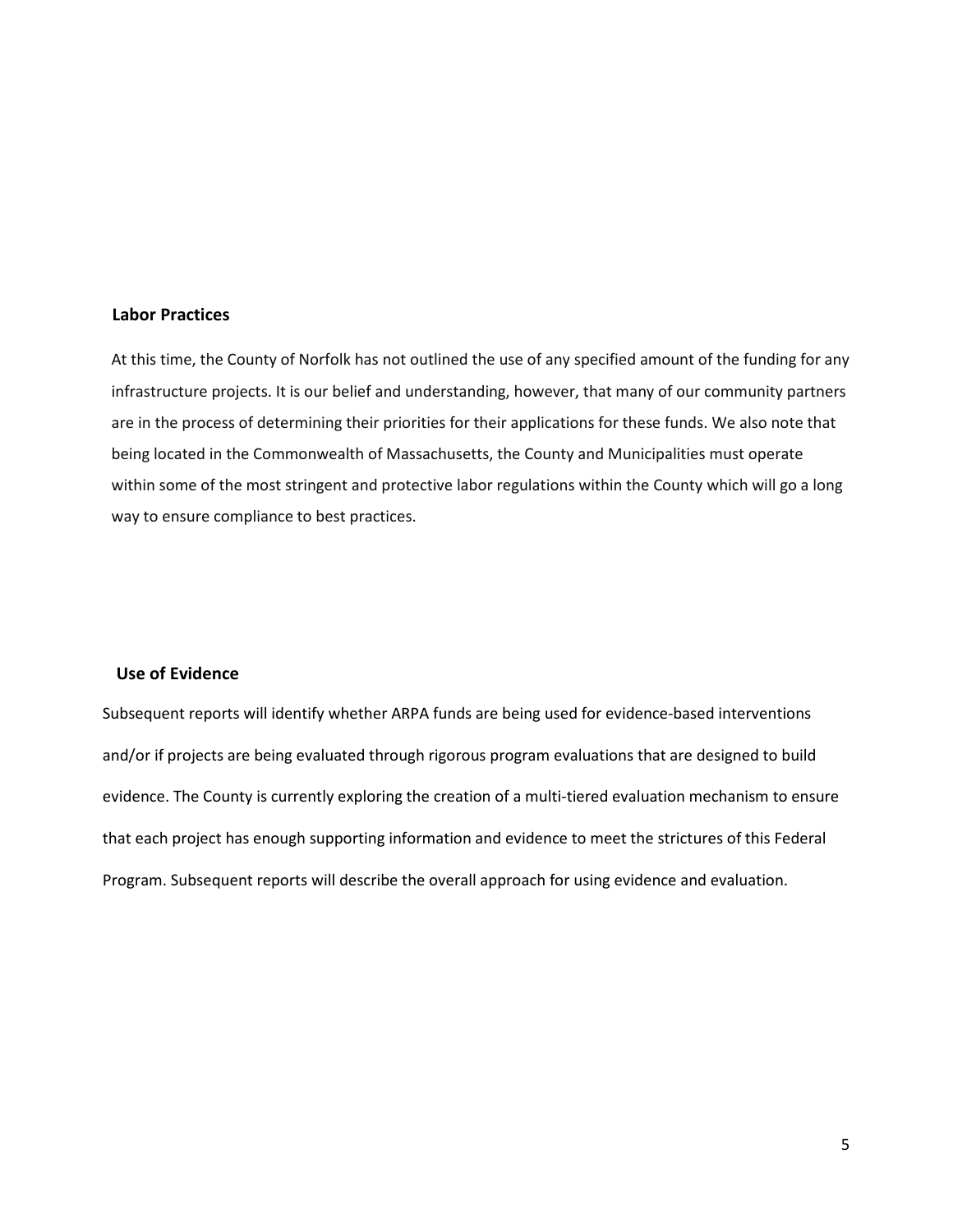## Labor Practices

At this time, the County of Norfolk has not outlined the use of any specified amount of the funding for any infrastructure projects. It is our belief and understanding, however, that many of our community partners are in the process of determining their priorities for their applications for these funds. We also note that being located in the Commonwealth of Massachusetts, the County and Municipalities must operate within some of the most stringent and protective labor regulations within the County which will go a long way to ensure compliance to best practices.

## Use of Evidence

Subsequent reports will identify whether ARPA funds are being used for evidence-based interventions and/or if projects are being evaluated through rigorous program evaluations that are designed to build evidence. The County is currently exploring the creation of a multi-tiered evaluation mechanism to ensure that each project has enough supporting information and evidence to meet the strictures of this Federal Program. Subsequent reports will describe the overall approach for using evidence and evaluation.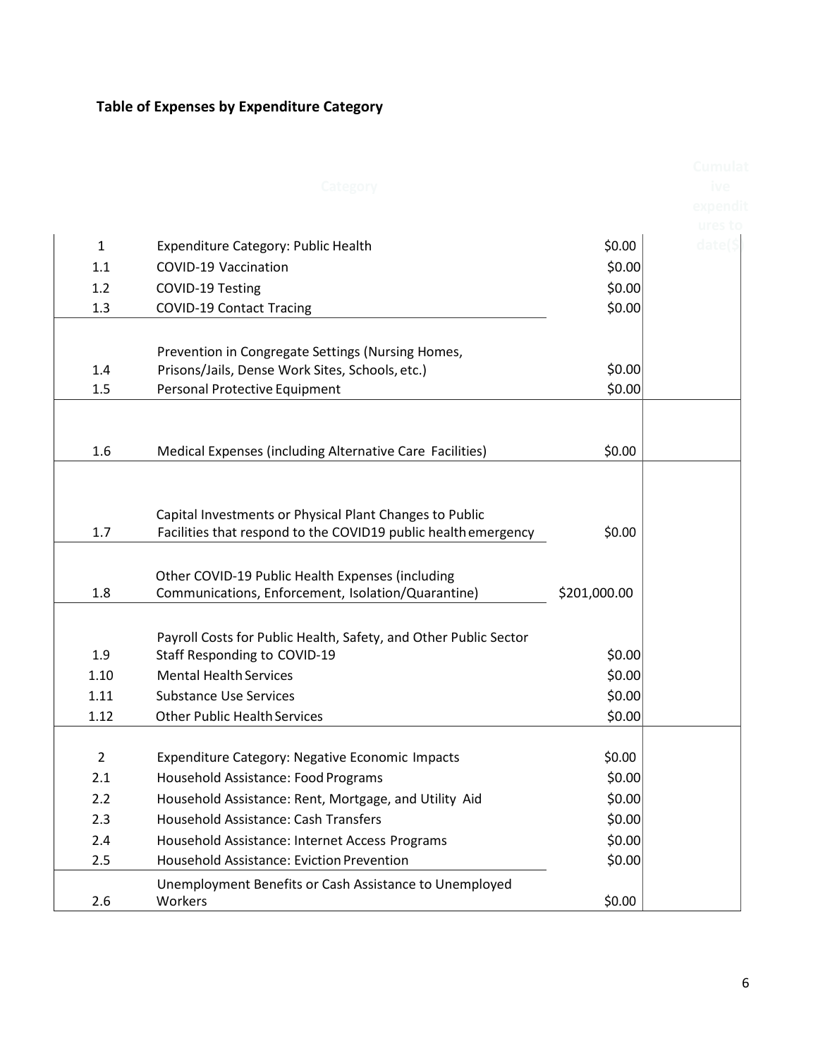**Table of Expenses by Expenditure Category**

| | Category | | Cumulative expenditures to date($) |
|---|---|---|---|
| 1 | Expenditure Category: Public Health | $0.00 | |
| 1.1 | COVID-19 Vaccination | $0.00 | |
| 1.2 | COVID-19 Testing | $0.00 | |
| 1.3 | COVID-19 Contact Tracing | $0.00 | |
| 1.4 | Prevention in Congregate Settings (Nursing Homes, Prisons/Jails, Dense Work Sites, Schools, etc.) | $0.00 | |
| 1.5 | Personal Protective Equipment | $0.00 | |
| 1.6 | Medical Expenses (including Alternative Care Facilities) | $0.00 | |
| 1.7 | Capital Investments or Physical Plant Changes to Public Facilities that respond to the COVID19 public health emergency | $0.00 | |
| 1.8 | Other COVID-19 Public Health Expenses (including Communications, Enforcement, Isolation/Quarantine) | $201,000.00 | |
| 1.9 | Payroll Costs for Public Health, Safety, and Other Public Sector Staff Responding to COVID-19 | $0.00 | |
| 1.10 | Mental Health Services | $0.00 | |
| 1.11 | Substance Use Services | $0.00 | |
| 1.12 | Other Public Health Services | $0.00 | |
| 2 | Expenditure Category: Negative Economic Impacts | $0.00 | |
| 2.1 | Household Assistance: Food Programs | $0.00 | |
| 2.2 | Household Assistance: Rent, Mortgage, and Utility Aid | $0.00 | |
| 2.3 | Household Assistance: Cash Transfers | $0.00 | |
| 2.4 | Household Assistance: Internet Access Programs | $0.00 | |
| 2.5 | Household Assistance: Eviction Prevention | $0.00 | |
| 2.6 | Unemployment Benefits or Cash Assistance to Unemployed Workers | $0.00 | |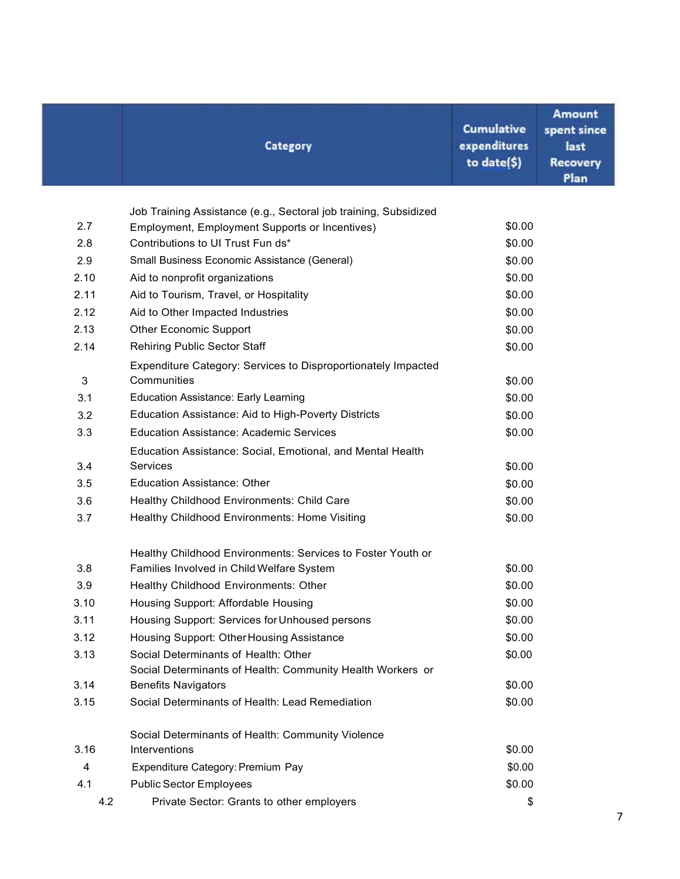| | Category | Cumulative expenditures to date($) | Amount spent since last Recovery Plan |
|---|---|---|---|
| 2.7 | Job Training Assistance (e.g., Sectoral job training, Subsidized Employment, Employment Supports or Incentives) | $0.00 | |
| 2.8 | Contributions to UI Trust Fun ds* | $0.00 | |
| 2.9 | Small Business Economic Assistance (General) | $0.00 | |
| 2.10 | Aid to nonprofit organizations | $0.00 | |
| 2.11 | Aid to Tourism, Travel, or Hospitality | $0.00 | |
| 2.12 | Aid to Other Impacted Industries | $0.00 | |
| 2.13 | Other Economic Support | $0.00 | |
| 2.14 | Rehiring Public Sector Staff | $0.00 | |
| 3 | Expenditure Category: Services to Disproportionately Impacted Communities | $0.00 | |
| 3.1 | Education Assistance: Early Learning | $0.00 | |
| 3.2 | Education Assistance: Aid to High-Poverty Districts | $0.00 | |
| 3.3 | Education Assistance: Academic Services | $0.00 | |
| 3.4 | Education Assistance: Social, Emotional, and Mental Health Services | $0.00 | |
| 3.5 | Education Assistance: Other | $0.00 | |
| 3.6 | Healthy Childhood Environments: Child Care | $0.00 | |
| 3.7 | Healthy Childhood Environments: Home Visiting | $0.00 | |
| 3.8 | Healthy Childhood Environments: Services to Foster Youth or Families Involved in Child Welfare System | $0.00 | |
| 3.9 | Healthy Childhood Environments: Other | $0.00 | |
| 3.10 | Housing Support: Affordable Housing | $0.00 | |
| 3.11 | Housing Support: Services for Unhoused persons | $0.00 | |
| 3.12 | Housing Support: Other Housing Assistance | $0.00 | |
| 3.13 | Social Determinants of Health: Other | $0.00 | |
| 3.14 | Social Determinants of Health: Community Health Workers or Benefits Navigators | $0.00 | |
| 3.15 | Social Determinants of Health: Lead Remediation | $0.00 | |
| 3.16 | Social Determinants of Health: Community Violence Interventions | $0.00 | |
| 4 | Expenditure Category: Premium Pay | $0.00 | |
| 4.1 | Public Sector Employees | $0.00 | |
| 4.2 | Private Sector: Grants to other employers | $ | |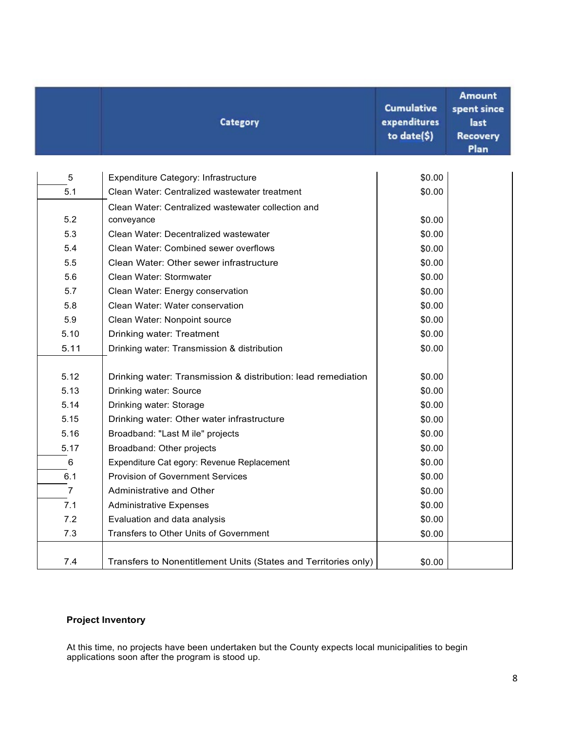| | Category | Cumulative expenditures to date($) | Amount spent since last Recovery Plan |
|---|---|---|---|
| 5 | Expenditure Category: Infrastructure | $0.00 | |
| 5.1 | Clean Water: Centralized wastewater treatment | $0.00 | |
| 5.2 | Clean Water: Centralized wastewater collection and conveyance | $0.00 | |
| 5.3 | Clean Water: Decentralized wastewater | $0.00 | |
| 5.4 | Clean Water: Combined sewer overflows | $0.00 | |
| 5.5 | Clean Water: Other sewer infrastructure | $0.00 | |
| 5.6 | Clean Water: Stormwater | $0.00 | |
| 5.7 | Clean Water: Energy conservation | $0.00 | |
| 5.8 | Clean Water: Water conservation | $0.00 | |
| 5.9 | Clean Water: Nonpoint source | $0.00 | |
| 5.10 | Drinking water: Treatment | $0.00 | |
| 5.11 | Drinking water: Transmission & distribution | $0.00 | |
| 5.12 | Drinking water: Transmission & distribution: lead remediation | $0.00 | |
| 5.13 | Drinking water: Source | $0.00 | |
| 5.14 | Drinking water: Storage | $0.00 | |
| 5.15 | Drinking water: Other water infrastructure | $0.00 | |
| 5.16 | Broadband: "Last M ile" projects | $0.00 | |
| 5.17 | Broadband: Other projects | $0.00 | |
| 6 | Expenditure Cat egory: Revenue Replacement | $0.00 | |
| 6.1 | Provision of Government Services | $0.00 | |
| 7 | Administrative and Other | $0.00 | |
| 7.1 | Administrative Expenses | $0.00 | |
| 7.2 | Evaluation and data analysis | $0.00 | |
| 7.3 | Transfers to Other Units of Government | $0.00 | |
| 7.4 | Transfers to Nonentitlement Units (States and Territories only) | $0.00 | |

**Project Inventory**

At this time, no projects have been undertaken but the County expects local municipalities to begin applications soon after the program is stood up.